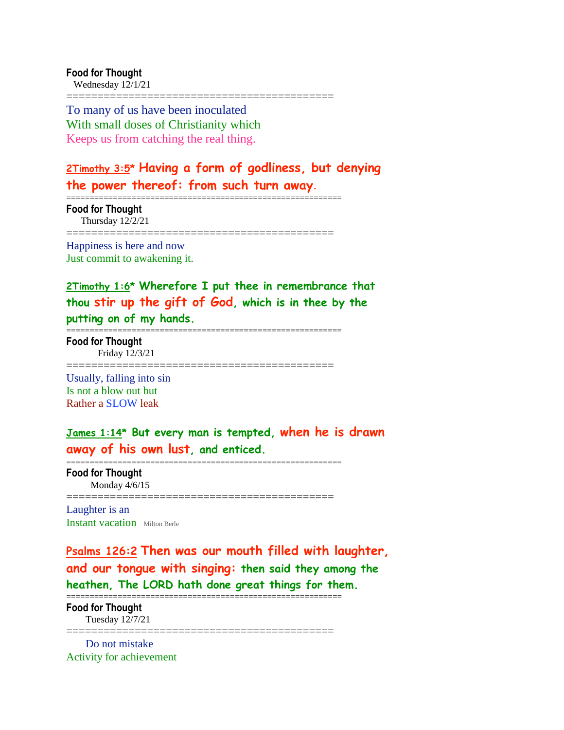**Food for Thought**
Wednesday 12/1/21

==========================================

To many of us have been inoculated
With small doses of Christianity which
Keeps us from catching the real thing.

**2Timothy 3:5* Having a form of godliness, but denying the power thereof: from such turn away.**

==========================================================

**Food for Thought**
Thursday 12/2/21

==========================================

Happiness is here and now
Just commit to awakening it.

**2Timothy 1:6* Wherefore I put thee in remembrance that thou stir up the gift of God, which is in thee by the putting on of my hands.**

==========================================================

**Food for Thought**
Friday 12/3/21

==========================================

Usually, falling into sin
Is not a blow out but
Rather a SLOW leak

**James 1:14* But every man is tempted, when he is drawn away of his own lust, and enticed.**

==========================================================

**Food for Thought**
Monday 4/6/15

==========================================

Laughter is an
Instant vacation Milton Berle

**Psalms 126:2 Then was our mouth filled with laughter, and our tongue with singing: then said they among the heathen, The LORD hath done great things for them.**

==========================================================

**Food for Thought**
Tuesday 12/7/21

==========================================

Do not mistake
Activity for achievement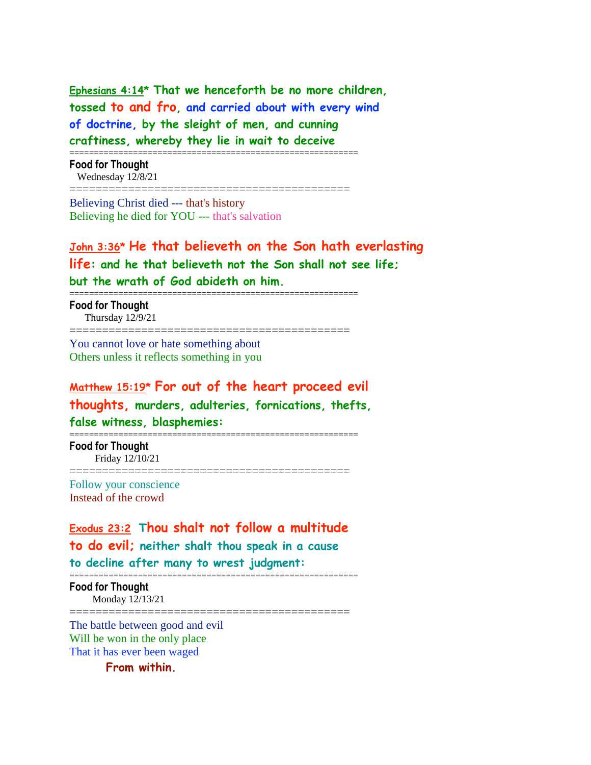Ephesians 4:14* **That we henceforth be no more children, tossed to and fro, and carried about with every wind of doctrine, by the sleight of men, and cunning craftiness, whereby they lie in wait to deceive**

==========================================================

**Food for Thought**
Wednesday 12/8/21

==========================================

Believing Christ died --- that's history
Believing he died for YOU --- that's salvation

John 3:36* **He that believeth on the Son hath everlasting life: and he that believeth not the Son shall not see life; but the wrath of God abideth on him.**

==========================================================

**Food for Thought**
Thursday 12/9/21

==========================================

You cannot love or hate something about
Others unless it reflects something in you

Matthew 15:19* **For out of the heart proceed evil thoughts, murders, adulteries, fornications, thefts, false witness, blasphemies:**

==========================================================

**Food for Thought**
Friday 12/10/21

==========================================

Follow your conscience
Instead of the crowd

Exodus 23:2 **Thou shalt not follow a multitude to do evil; neither shalt thou speak in a cause to decline after many to wrest judgment:**

==========================================================

**Food for Thought**
Monday 12/13/21

==========================================

The battle between good and evil
Will be won in the only place
That it has ever been waged
**From within.**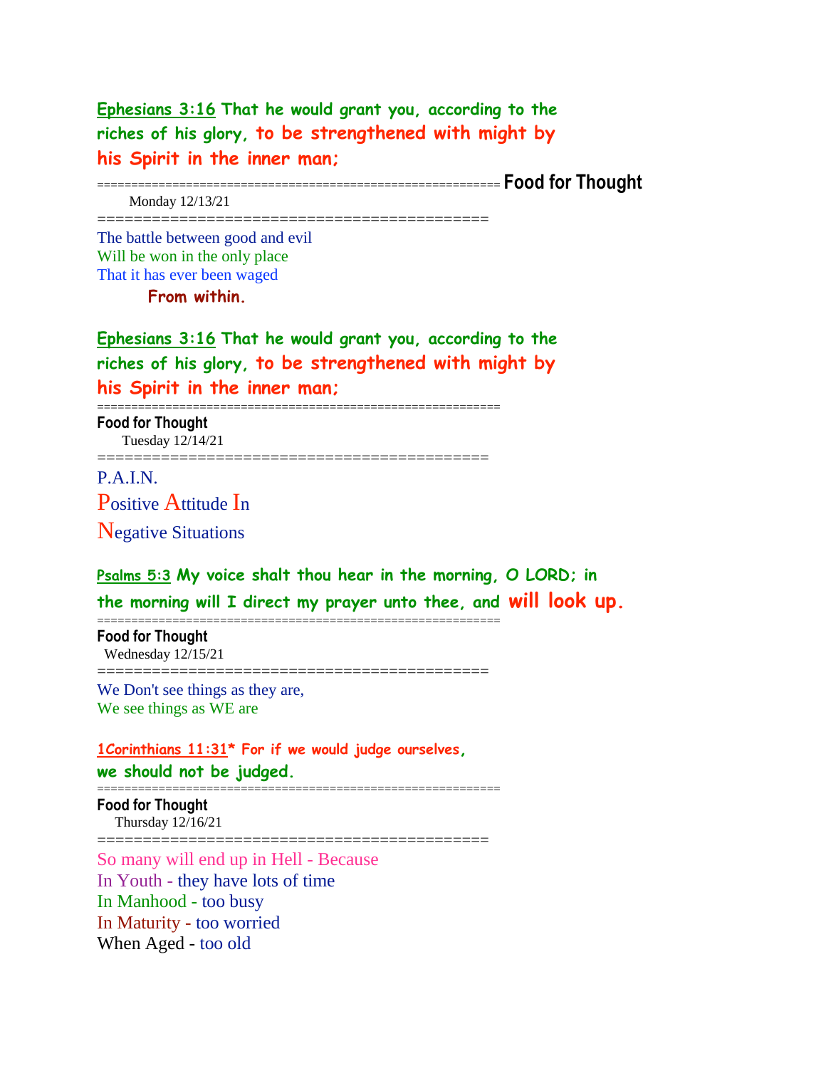**Ephesians 3:16 That he would grant you, according to the riches of his glory, to be strengthened with might by his Spirit in the inner man;**

========================================================= **Food for Thought**

Monday 12/13/21

==========================================

The battle between good and evil
Will be won in the only place
That it has ever been waged

**From within.**

**Ephesians 3:16 That he would grant you, according to the riches of his glory, to be strengthened with might by his Spirit in the inner man;**

=========================================================

**Food for Thought**

Tuesday 12/14/21

==========================================

P.A.I.N.

Positive Attitude In

Negative Situations

**Psalms 5:3 My voice shalt thou hear in the morning, O LORD; in the morning will I direct my prayer unto thee, and will look up.**

=========================================================

**Food for Thought**

Wednesday 12/15/21

==========================================

We Don't see things as they are,
We see things as WE are

**1Corinthians 11:31* For if we would judge ourselves, we should not be judged.**

=========================================================

**Food for Thought**

Thursday 12/16/21

==========================================

So many will end up in Hell - Because
In Youth - they have lots of time
In Manhood - too busy
In Maturity - too worried
When Aged - too old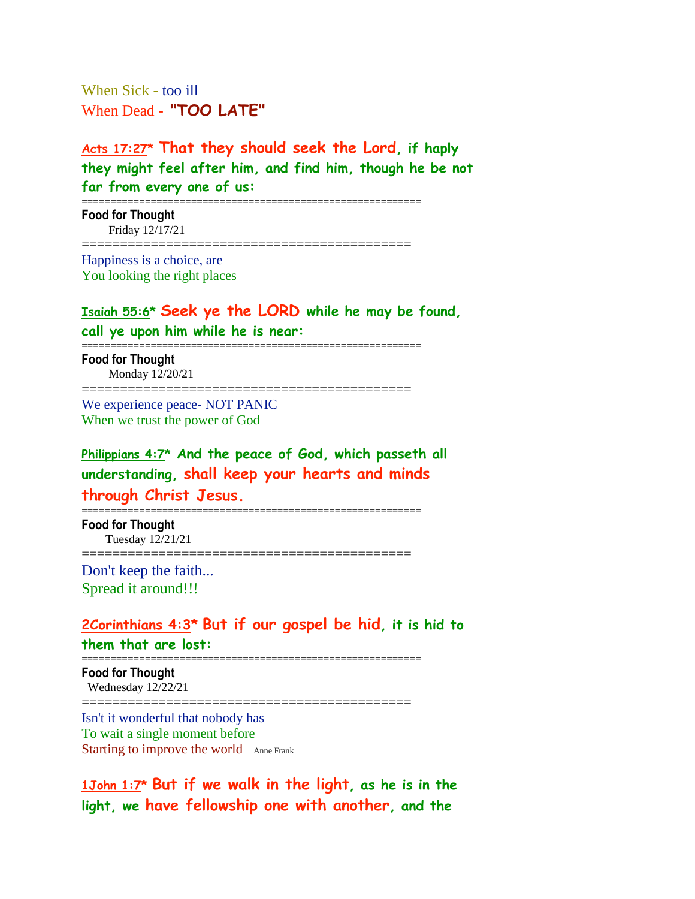When Sick - too ill
When Dead - **"TOO LATE"**

**Acts 17:27* That they should seek the Lord, if haply they might feel after him, and find him, though he be not far from every one of us:**

==========================================================

**Food for Thought**
Friday 12/17/21

============================================

Happiness is a choice, are
You looking the right places

**Isaiah 55:6* Seek ye the LORD while he may be found, call ye upon him while he is near:**

==========================================================

**Food for Thought**
Monday 12/20/21

============================================

We experience peace- NOT PANIC
When we trust the power of God

**Philippians 4:7* And the peace of God, which passeth all understanding, shall keep your hearts and minds through Christ Jesus.**

==========================================================

**Food for Thought**
Tuesday 12/21/21

============================================

Don't keep the faith...
Spread it around!!!

**2Corinthians 4:3* But if our gospel be hid, it is hid to them that are lost:**

==========================================================

**Food for Thought**
Wednesday 12/22/21

============================================

Isn't it wonderful that nobody has
To wait a single moment before
Starting to improve the world Anne Frank

**1John 1:7* But if we walk in the light, as he is in the light, we have fellowship one with another, and the**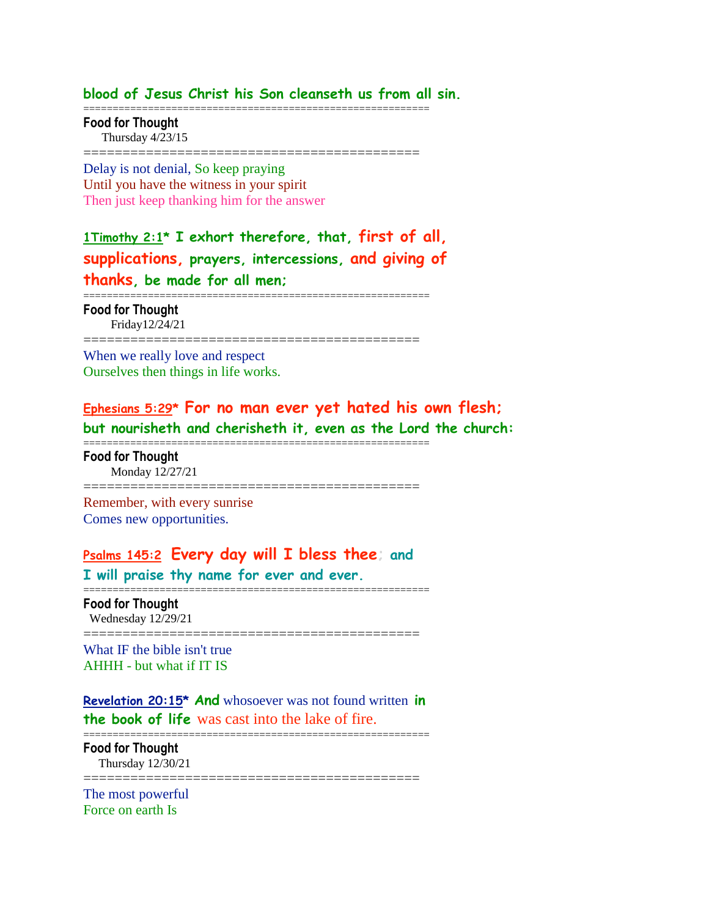**blood of Jesus Christ his Son cleanseth us from all sin.**

==========================================================

**Food for Thought**

Thursday 4/23/15

==========================================

Delay is not denial, So keep praying
Until you have the witness in your spirit
Then just keep thanking him for the answer

**1Timothy 2:1* I exhort therefore, that, first of all, supplications, prayers, intercessions, and giving of thanks, be made for all men;**

==========================================================

**Food for Thought**

Friday12/24/21

==========================================

When we really love and respect
Ourselves then things in life works.

**Ephesians 5:29* For no man ever yet hated his own flesh; but nourisheth and cherisheth it, even as the Lord the church:**

==========================================================

**Food for Thought**

Monday 12/27/21

==========================================

Remember, with every sunrise
Comes new opportunities.

**Psalms 145:2 Every day will I bless thee; and I will praise thy name for ever and ever.**

==========================================================

**Food for Thought**

Wednesday 12/29/21

==========================================

What IF the bible isn't true
AHHH - but what if IT IS

**Revelation 20:15* And** whosoever was not found written **in the book of life** was cast into the lake of fire.

==========================================================

**Food for Thought**

Thursday 12/30/21

==========================================

The most powerful
Force on earth Is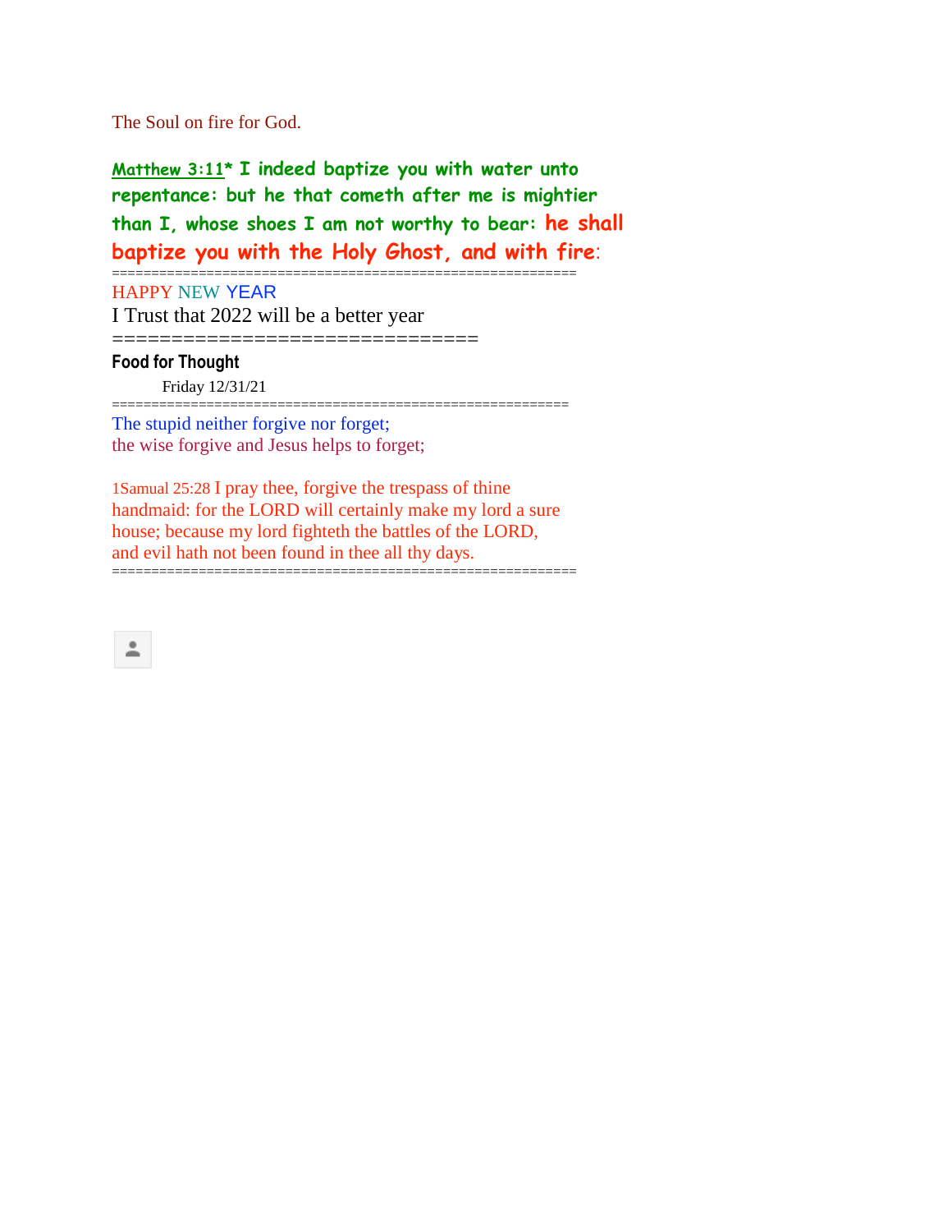The Soul on fire for God.

**Matthew 3:11* I indeed baptize you with water unto repentance: but he that cometh after me is mightier than I, whose shoes I am not worthy to bear: he shall baptize you with the Holy Ghost, and with fire:**

==========================================================

HAPPY NEW YEAR

I Trust that 2022 will be a better year

==============================

**Food for Thought**

Friday 12/31/21

==========================================================

The stupid neither forgive nor forget;
the wise forgive and Jesus helps to forget;

1Samual 25:28 I pray thee, forgive the trespass of thine handmaid: for the LORD will certainly make my lord a sure house; because my lord fighteth the battles of the LORD, and evil hath not been found in thee all thy days.

==========================================================